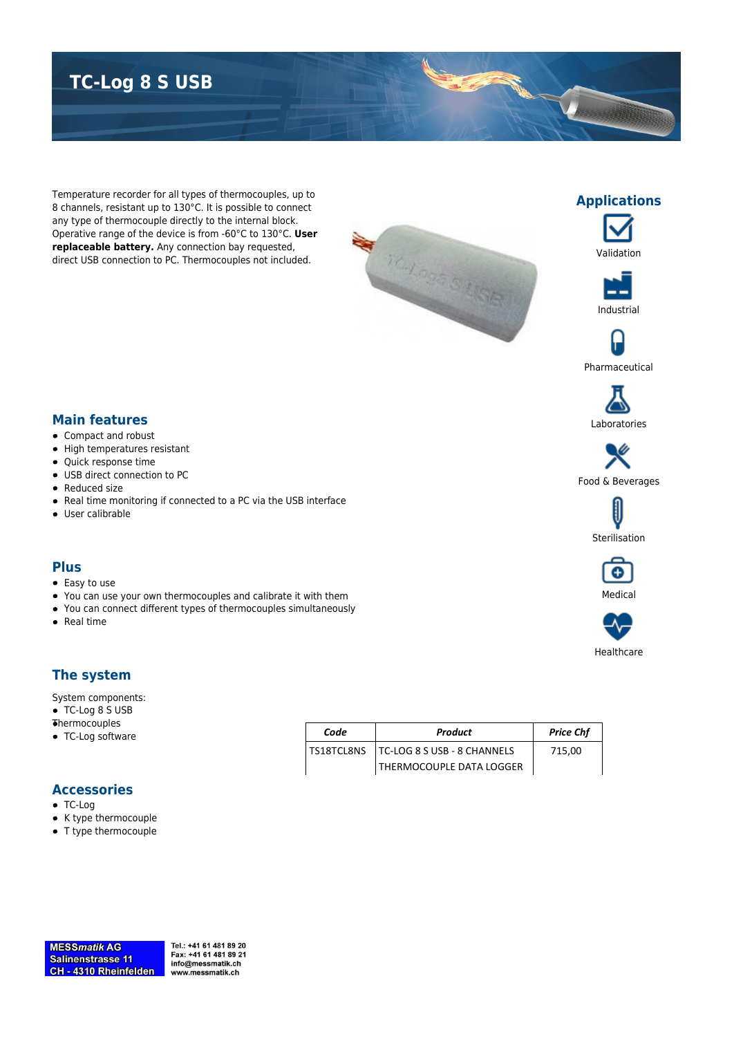# TC-Log 8 S USB

Temperature recorder for all types of thermocouples, up to 8 channels, resistant up to 130°C. It is possible to connect any type of thermocouple directly to the internal block. Operative range of the device is from -60°C to 130°C. **User replaceable battery.** Any connection bay requested, direct USB connection to PC. Thermocouples not included.

## Applications

- Validation
- Industrial
- Pharmaceutical
- Laboratories
- Food & Beverages
- Sterilisation
- Medical
- Healthcare

## Main features

- Compact and robust
- High temperatures resistant
- Quick response time
- USB direct connection to PC
- Reduced size
- Real time monitoring if connected to a PC via the USB interface
- User calibrable

## Plus

- Easy to use
- You can use your own thermocouples and calibrate it with them
- You can connect different types of thermocouples simultaneously
- Real time

## The system

System components:

- TC-Log 8 S USB
- Thermocouples
- TC-Log software

| Code | Product | Price Chf |
|---|---|---|
| TS18TCL8NS | TC-LOG 8 S USB - 8 CHANNELS THERMOCOUPLE DATA LOGGER | 715,00 |

## Accessories

- TC-Log
- K type thermocouple
- T type thermocouple

MESS*matik* AG
Salinenstrasse 11
CH - 4310 Rheinfelden

Tel.: +41 61 481 89 20
Fax: +41 61 481 89 21
info@messmatik.ch
www.messmatik.ch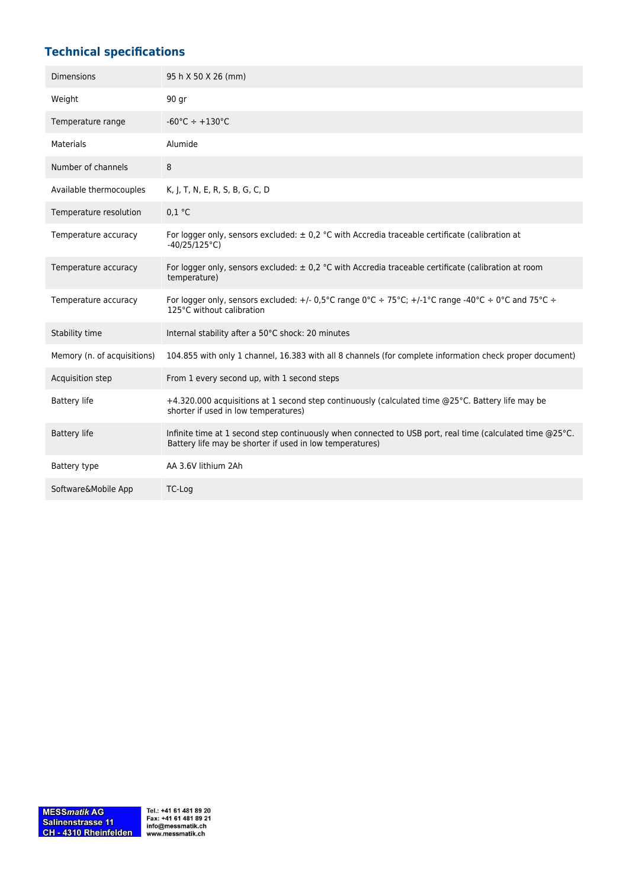## Technical specifications

| | |
|---|---|
| Dimensions | 95 h X 50 X 26 (mm) |
| Weight | 90 gr |
| Temperature range | -60°C ÷ +130°C |
| Materials | Alumide |
| Number of channels | 8 |
| Available thermocouples | K, J, T, N, E, R, S, B, G, C, D |
| Temperature resolution | 0,1 °C |
| Temperature accuracy | For logger only, sensors excluded: ± 0,2 °C with Accredia traceable certificate (calibration at -40/25/125°C) |
| Temperature accuracy | For logger only, sensors excluded: ± 0,2 °C with Accredia traceable certificate (calibration at room temperature) |
| Temperature accuracy | For logger only, sensors excluded: +/- 0,5°C range 0°C ÷ 75°C; +/-1°C range -40°C ÷ 0°C and 75°C ÷ 125°C without calibration |
| Stability time | Internal stability after a 50°C shock: 20 minutes |
| Memory (n. of acquisitions) | 104.855 with only 1 channel, 16.383 with all 8 channels (for complete information check proper document) |
| Acquisition step | From 1 every second up, with 1 second steps |
| Battery life | +4.320.000 acquisitions at 1 second step continuously (calculated time @25°C. Battery life may be shorter if used in low temperatures) |
| Battery life | Infinite time at 1 second step continuously when connected to USB port, real time (calculated time @25°C. Battery life may be shorter if used in low temperatures) |
| Battery type | AA 3.6V lithium 2Ah |
| Software&Mobile App | TC-Log |

MESS*matik* AG
Salinenstrasse 11
CH - 4310 Rheinfelden

Tel.: +41 61 481 89 20
Fax: +41 61 481 89 21
info@messmatik.ch
www.messmatik.ch